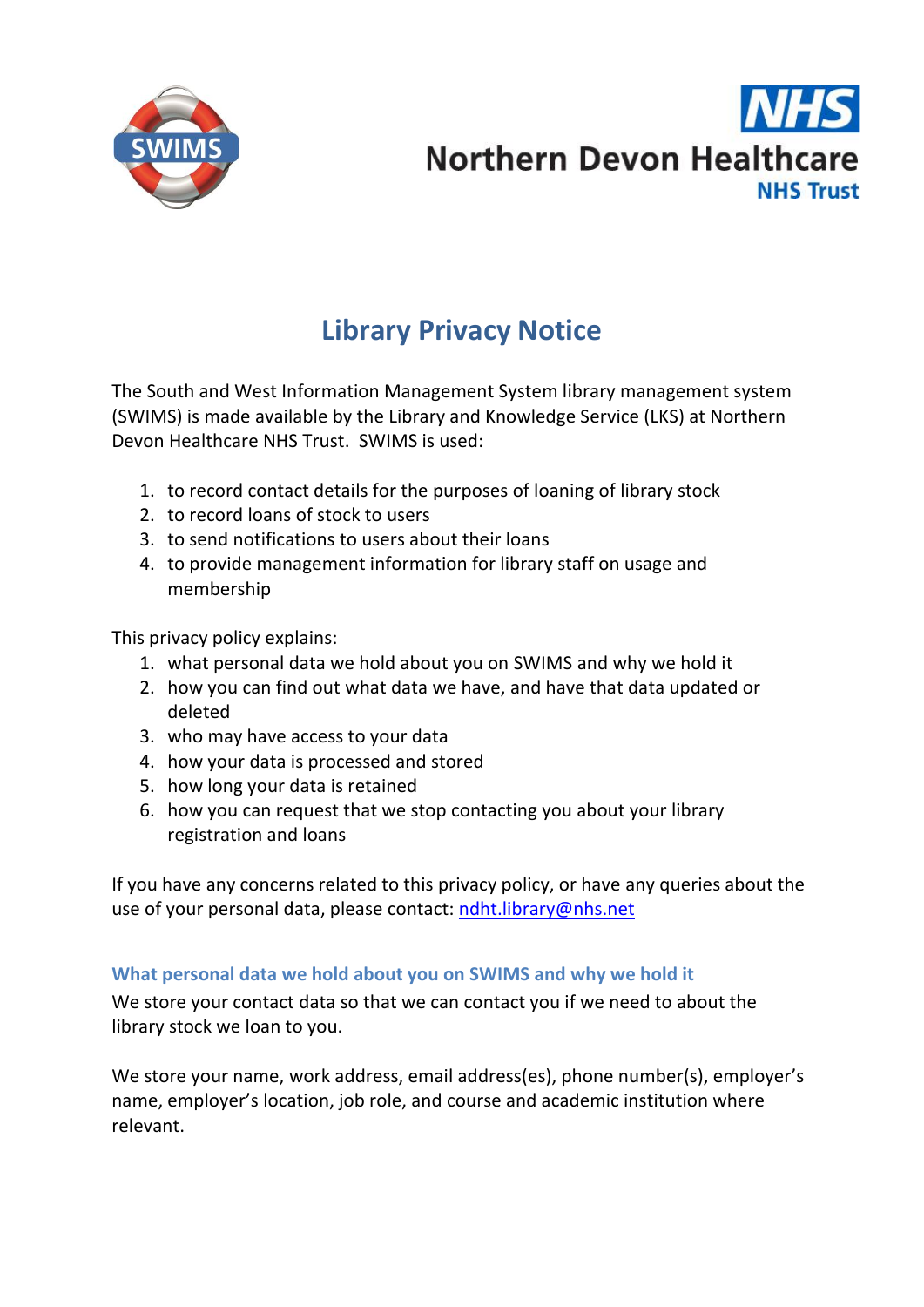# Library Privacy Notice

The South and West Information Management System library management system (SWIMS) is made available by the Library and Knowledge Service (LKS) at Northern Devon Healthcare NHS Trust. SWIMS is used:

1. to record contact details for the purposes of loaning of library stock
2. to record loans of stock to users
3. to send notifications to users about their loans
4. to provide management information for library staff on usage and membership

This privacy policy explains:

1. what personal data we hold about you on SWIMS and why we hold it
2. how you can find out what data we have, and have that data updated or deleted
3. who may have access to your data
4. how your data is processed and stored
5. how long your data is retained
6. how you can request that we stop contacting you about your library registration and loans

If you have any concerns related to this privacy policy, or have any queries about the use of your personal data, please contact: ndht.library@nhs.net

### What personal data we hold about you on SWIMS and why we hold it

We store your contact data so that we can contact you if we need to about the library stock we loan to you.

We store your name, work address, email address(es), phone number(s), employer's name, employer's location, job role, and course and academic institution where relevant.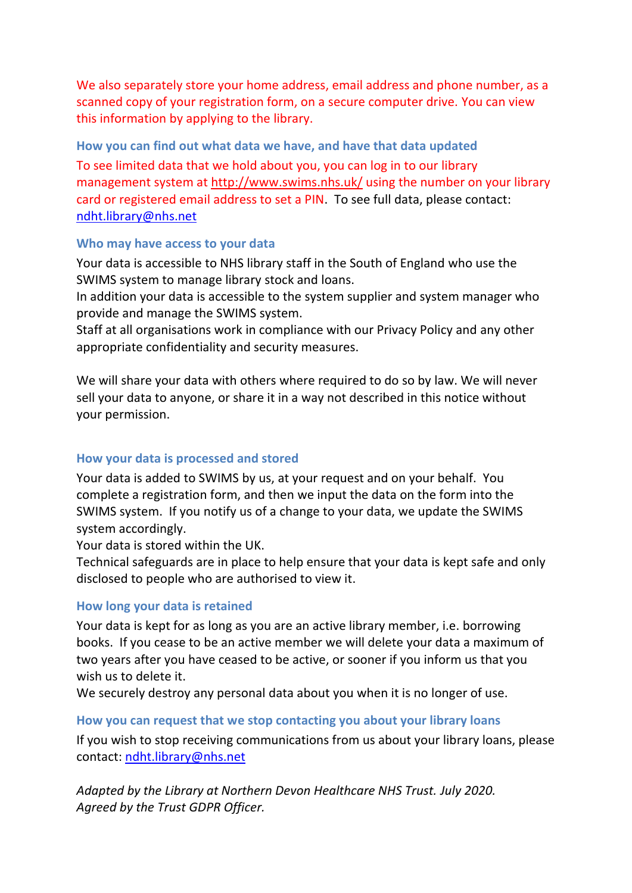We also separately store your home address, email address and phone number, as a scanned copy of your registration form, on a secure computer drive. You can view this information by applying to the library.

### How you can find out what data we have, and have that data updated

To see limited data that we hold about you, you can log in to our library management system at http://www.swims.nhs.uk/ using the number on your library card or registered email address to set a PIN. To see full data, please contact: ndht.library@nhs.net

### Who may have access to your data

Your data is accessible to NHS library staff in the South of England who use the SWIMS system to manage library stock and loans.
In addition your data is accessible to the system supplier and system manager who provide and manage the SWIMS system.
Staff at all organisations work in compliance with our Privacy Policy and any other appropriate confidentiality and security measures.

We will share your data with others where required to do so by law. We will never sell your data to anyone, or share it in a way not described in this notice without your permission.

### How your data is processed and stored

Your data is added to SWIMS by us, at your request and on your behalf. You complete a registration form, and then we input the data on the form into the SWIMS system. If you notify us of a change to your data, we update the SWIMS system accordingly.
Your data is stored within the UK.
Technical safeguards are in place to help ensure that your data is kept safe and only disclosed to people who are authorised to view it.

### How long your data is retained

Your data is kept for as long as you are an active library member, i.e. borrowing books. If you cease to be an active member we will delete your data a maximum of two years after you have ceased to be active, or sooner if you inform us that you wish us to delete it.
We securely destroy any personal data about you when it is no longer of use.

### How you can request that we stop contacting you about your library loans

If you wish to stop receiving communications from us about your library loans, please contact: ndht.library@nhs.net

*Adapted by the Library at Northern Devon Healthcare NHS Trust. July 2020.*
*Agreed by the Trust GDPR Officer.*